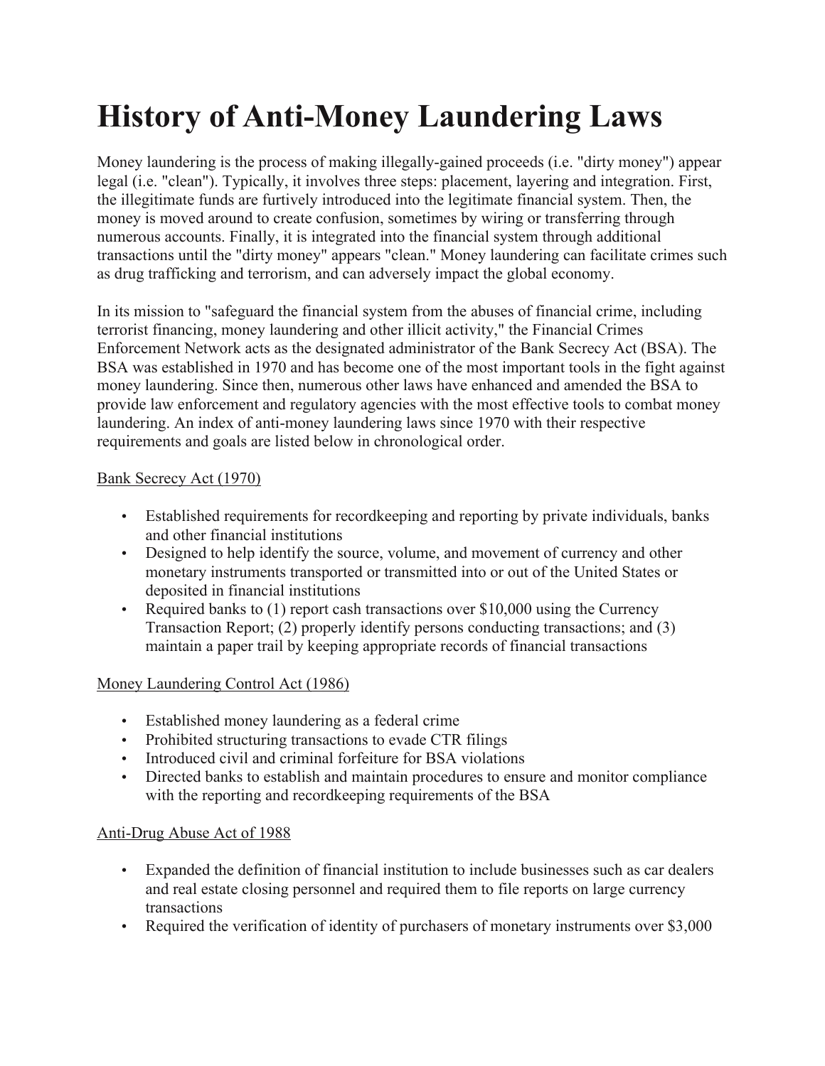# History of Anti-Money Laundering Laws

Money laundering is the process of making illegally-gained proceeds (i.e. "dirty money") appear legal (i.e. "clean"). Typically, it involves three steps: placement, layering and integration. First, the illegitimate funds are furtively introduced into the legitimate financial system. Then, the money is moved around to create confusion, sometimes by wiring or transferring through numerous accounts. Finally, it is integrated into the financial system through additional transactions until the "dirty money" appears "clean." Money laundering can facilitate crimes such as drug trafficking and terrorism, and can adversely impact the global economy.

In its mission to "safeguard the financial system from the abuses of financial crime, including terrorist financing, money laundering and other illicit activity," the Financial Crimes Enforcement Network acts as the designated administrator of the Bank Secrecy Act (BSA). The BSA was established in 1970 and has become one of the most important tools in the fight against money laundering. Since then, numerous other laws have enhanced and amended the BSA to provide law enforcement and regulatory agencies with the most effective tools to combat money laundering. An index of anti-money laundering laws since 1970 with their respective requirements and goals are listed below in chronological order.

<u>Bank Secrecy Act (1970)</u>

- Established requirements for recordkeeping and reporting by private individuals, banks and other financial institutions
- Designed to help identify the source, volume, and movement of currency and other monetary instruments transported or transmitted into or out of the United States or deposited in financial institutions
- Required banks to (1) report cash transactions over $10,000 using the Currency Transaction Report; (2) properly identify persons conducting transactions; and (3) maintain a paper trail by keeping appropriate records of financial transactions

<u>Money Laundering Control Act (1986)</u>

- Established money laundering as a federal crime
- Prohibited structuring transactions to evade CTR filings
- Introduced civil and criminal forfeiture for BSA violations
- Directed banks to establish and maintain procedures to ensure and monitor compliance with the reporting and recordkeeping requirements of the BSA

<u>Anti-Drug Abuse Act of 1988</u>

- Expanded the definition of financial institution to include businesses such as car dealers and real estate closing personnel and required them to file reports on large currency transactions
- Required the verification of identity of purchasers of monetary instruments over $3,000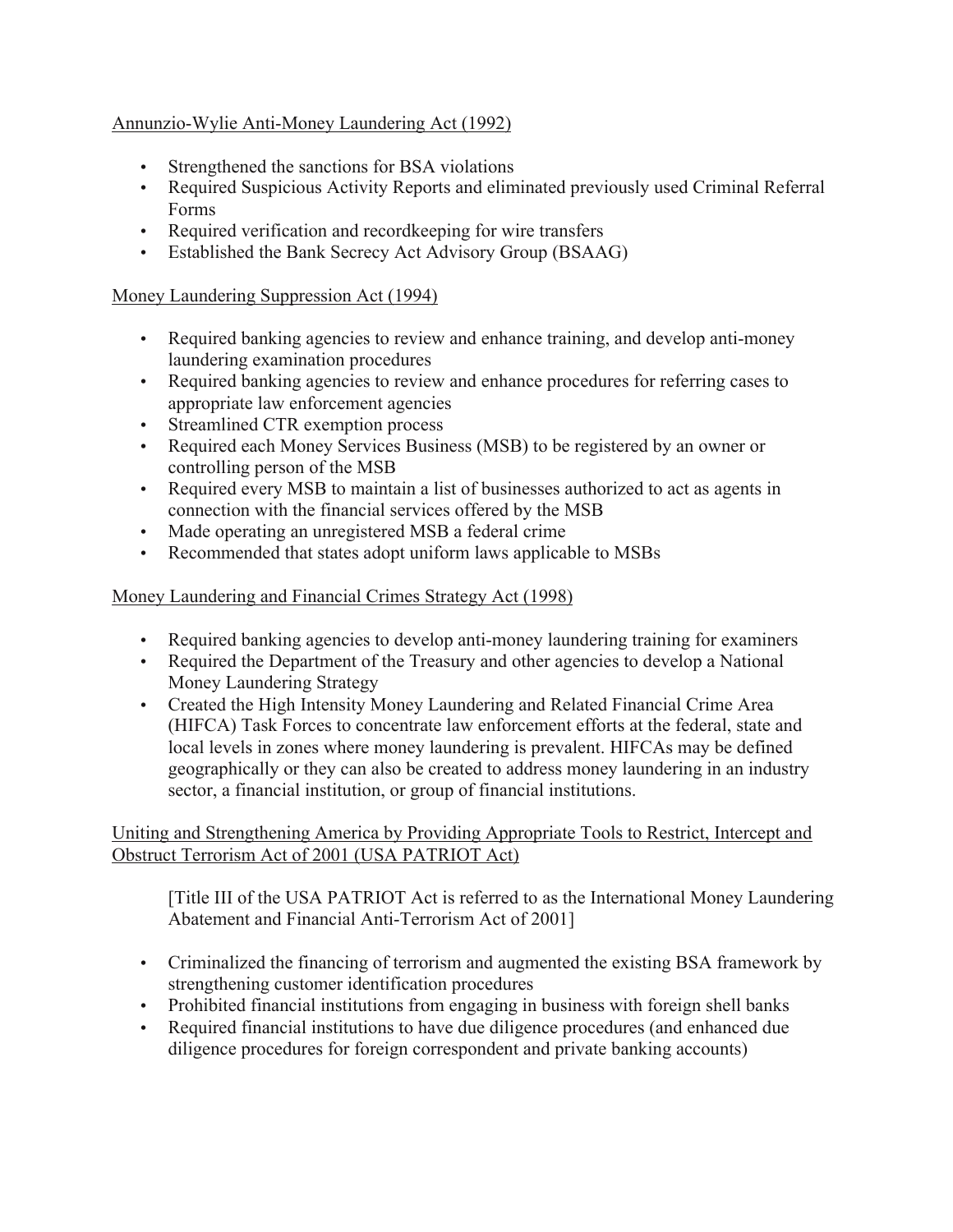<u>Annunzio-Wylie Anti-Money Laundering Act (1992)</u>

- Strengthened the sanctions for BSA violations
- Required Suspicious Activity Reports and eliminated previously used Criminal Referral Forms
- Required verification and recordkeeping for wire transfers
- Established the Bank Secrecy Act Advisory Group (BSAAG)

<u>Money Laundering Suppression Act (1994)</u>

- Required banking agencies to review and enhance training, and develop anti-money laundering examination procedures
- Required banking agencies to review and enhance procedures for referring cases to appropriate law enforcement agencies
- Streamlined CTR exemption process
- Required each Money Services Business (MSB) to be registered by an owner or controlling person of the MSB
- Required every MSB to maintain a list of businesses authorized to act as agents in connection with the financial services offered by the MSB
- Made operating an unregistered MSB a federal crime
- Recommended that states adopt uniform laws applicable to MSBs

<u>Money Laundering and Financial Crimes Strategy Act (1998)</u>

- Required banking agencies to develop anti-money laundering training for examiners
- Required the Department of the Treasury and other agencies to develop a National Money Laundering Strategy
- Created the High Intensity Money Laundering and Related Financial Crime Area (HIFCA) Task Forces to concentrate law enforcement efforts at the federal, state and local levels in zones where money laundering is prevalent. HIFCAs may be defined geographically or they can also be created to address money laundering in an industry sector, a financial institution, or group of financial institutions.

<u>Uniting and Strengthening America by Providing Appropriate Tools to Restrict, Intercept and Obstruct Terrorism Act of 2001 (USA PATRIOT Act)</u>

> [Title III of the USA PATRIOT Act is referred to as the International Money Laundering Abatement and Financial Anti-Terrorism Act of 2001]

- Criminalized the financing of terrorism and augmented the existing BSA framework by strengthening customer identification procedures
- Prohibited financial institutions from engaging in business with foreign shell banks
- Required financial institutions to have due diligence procedures (and enhanced due diligence procedures for foreign correspondent and private banking accounts)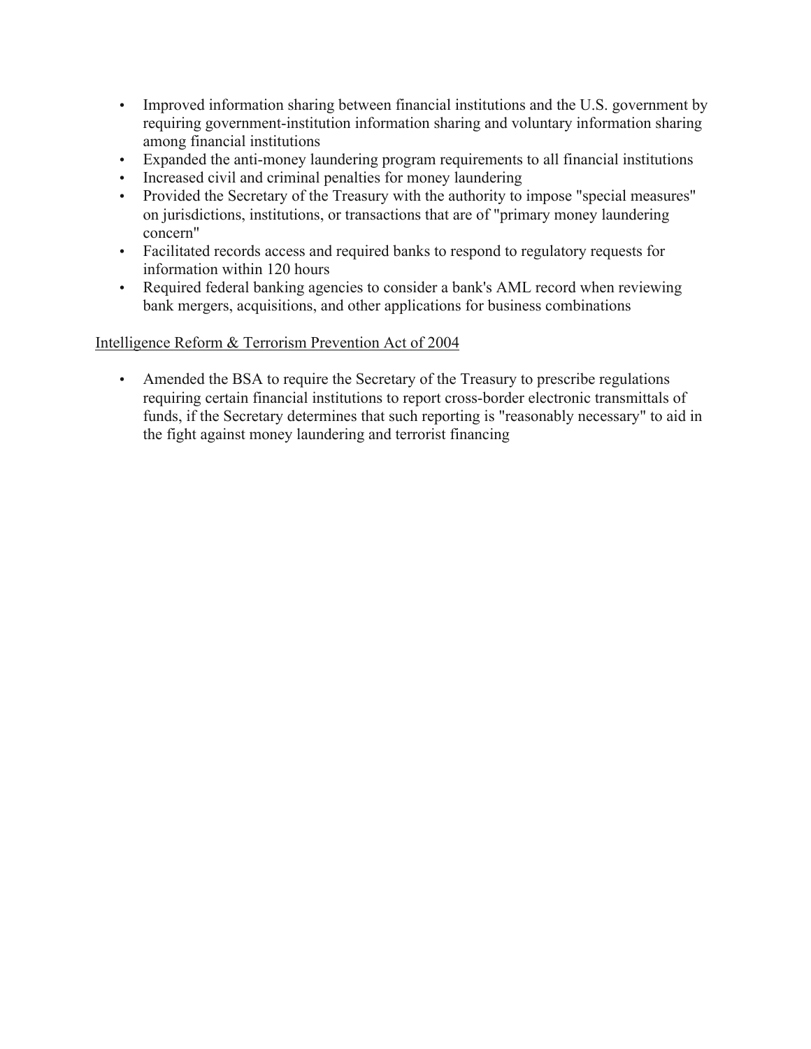- Improved information sharing between financial institutions and the U.S. government by requiring government-institution information sharing and voluntary information sharing among financial institutions
- Expanded the anti-money laundering program requirements to all financial institutions
- Increased civil and criminal penalties for money laundering
- Provided the Secretary of the Treasury with the authority to impose "special measures" on jurisdictions, institutions, or transactions that are of "primary money laundering concern"
- Facilitated records access and required banks to respond to regulatory requests for information within 120 hours
- Required federal banking agencies to consider a bank's AML record when reviewing bank mergers, acquisitions, and other applications for business combinations

<u>Intelligence Reform & Terrorism Prevention Act of 2004</u>

- Amended the BSA to require the Secretary of the Treasury to prescribe regulations requiring certain financial institutions to report cross-border electronic transmittals of funds, if the Secretary determines that such reporting is "reasonably necessary" to aid in the fight against money laundering and terrorist financing